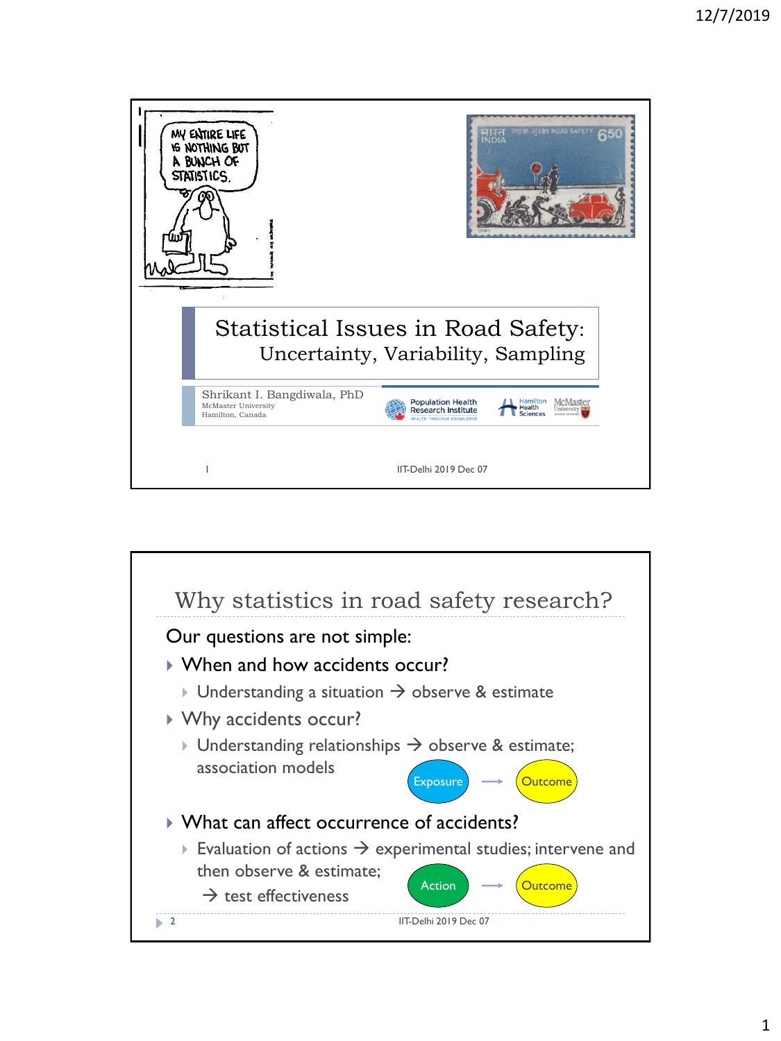# Statistical Issues in Road Safety: Uncertainty, Variability, Sampling

Shrikant I. Bangdiwala, PhD
McMaster University
Hamilton, Canada

Population Health Research Institute — HEALTH THROUGH KNOWLEDGE
Hamilton Health Sciences
McMaster University

IIT-Delhi 2019 Dec 07

---

## Why statistics in road safety research?

Our questions are not simple:

- When and how accidents occur?
  - Understanding a situation → observe & estimate
- Why accidents occur?
  - Understanding relationships → observe & estimate; association models

  Exposure → Outcome

- What can affect occurrence of accidents?
  - Evaluation of actions → experimental studies; intervene and then observe & estimate;
    
    → test effectiveness

  Action → Outcome

IIT-Delhi 2019 Dec 07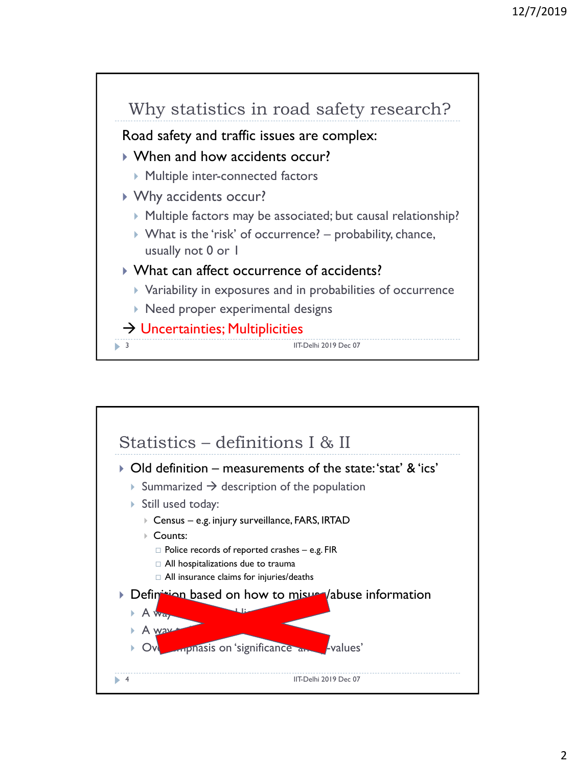## Why statistics in road safety research?

Road safety and traffic issues are complex:

- When and how accidents occur?
  - Multiple inter-connected factors
- Why accidents occur?
  - Multiple factors may be associated; but causal relationship?
  - What is the 'risk' of occurrence? – probability, chance, usually not 0 or 1
- What can affect occurrence of accidents?
  - Variability in exposures and in probabilities of occurrence
  - Need proper experimental designs

→ Uncertainties; Multiplicities

## Statistics – definitions I & II

- Old definition – measurements of the state: 'stat' & 'ics'
  - Summarized → description of the population
  - Still used today:
    - Census – e.g. injury surveillance, FARS, IRTAD
    - Counts:
      - Police records of reported crashes – e.g. FIR
      - All hospitalizations due to trauma
      - All insurance claims for injuries/deaths
- Definition based on how to misuse/abuse information
  - A way ... li...
  - A way t...
  - Over-emphasis on 'significance' and p-values'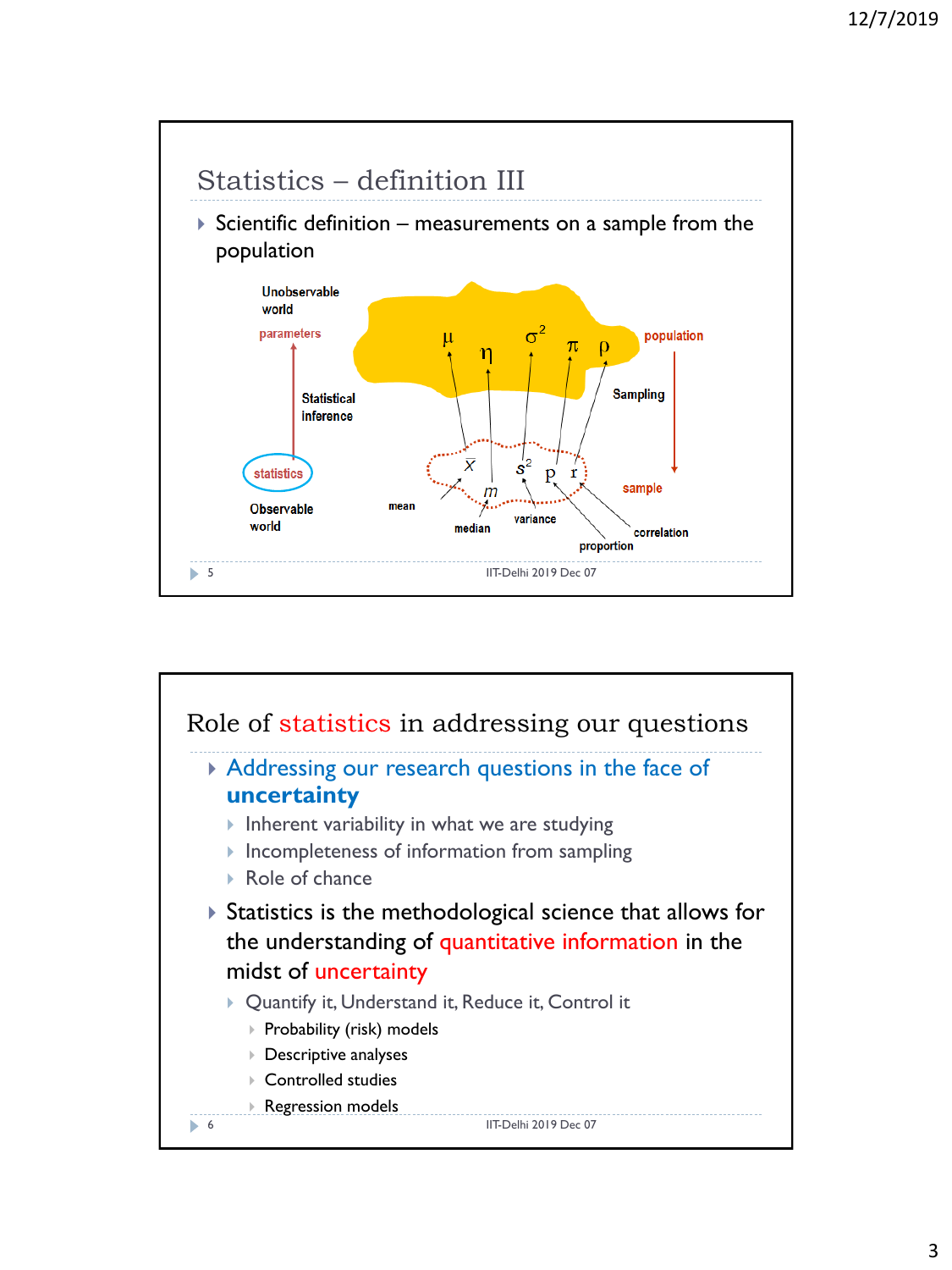## Statistics – definition III

- Scientific definition – measurements on a sample from the population

Unobservable world

parameters

Statistical inference

statistics

Observable world

population: $\mu$, $\eta$, $\sigma^2$, $\pi$, $\rho$

Sampling

sample: $\bar{x}$, $m$, $s^2$, p, r

mean, median, variance, proportion, correlation

## Role of statistics in addressing our questions

- Addressing our research questions in the face of **uncertainty**
  - Inherent variability in what we are studying
  - Incompleteness of information from sampling
  - Role of chance
- Statistics is the methodological science that allows for the understanding of quantitative information in the midst of uncertainty
  - Quantify it, Understand it, Reduce it, Control it
    - Probability (risk) models
    - Descriptive analyses
    - Controlled studies
    - Regression models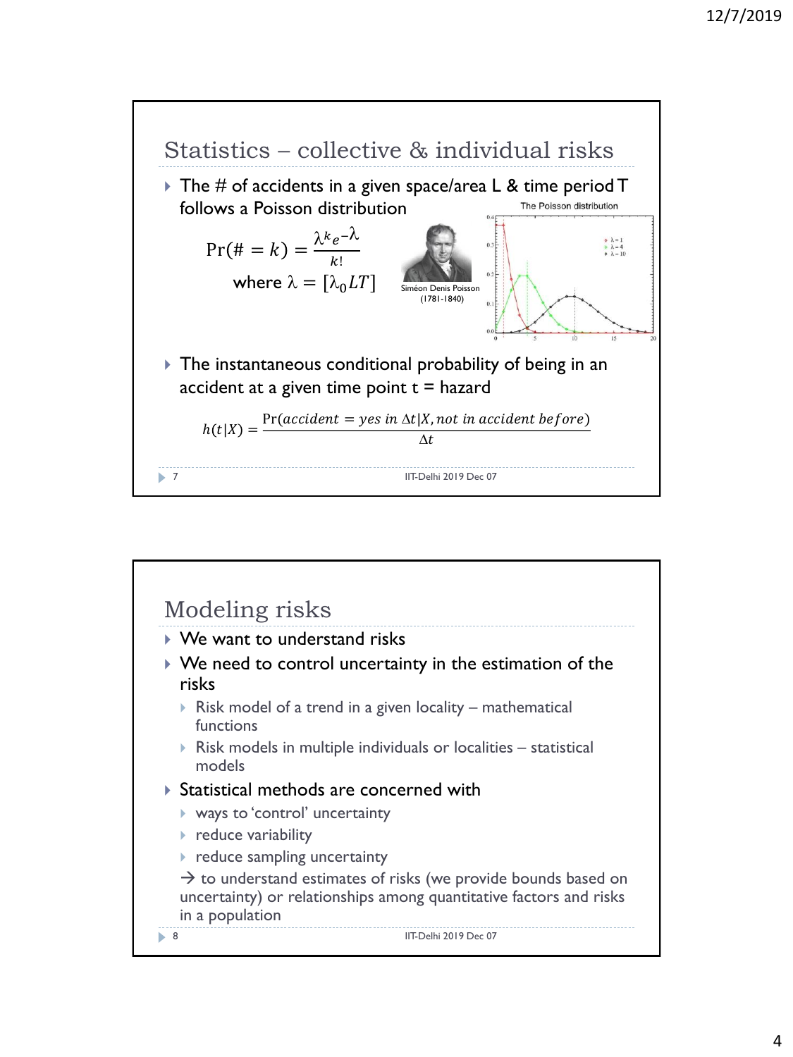## Statistics – collective & individual risks

- The # of accidents in a given space/area L & time period T follows a Poisson distribution

$$\Pr(\# = k) = \frac{\lambda^k e^{-\lambda}}{k!}$$

where $\lambda = [\lambda_0 LT]$

Siméon Denis Poisson (1781-1840)

The Poisson distribution

- The instantaneous conditional probability of being in an accident at a given time point t = hazard

$$h(t|X) = \frac{\Pr(accident = yes\ in\ \Delta t | X, not\ in\ accident\ before)}{\Delta t}$$

## Modeling risks

- We want to understand risks
- We need to control uncertainty in the estimation of the risks
  - Risk model of a trend in a given locality – mathematical functions
  - Risk models in multiple individuals or localities – statistical models
- Statistical methods are concerned with
  - ways to 'control' uncertainty
  - reduce variability
  - reduce sampling uncertainty

  → to understand estimates of risks (we provide bounds based on uncertainty) or relationships among quantitative factors and risks in a population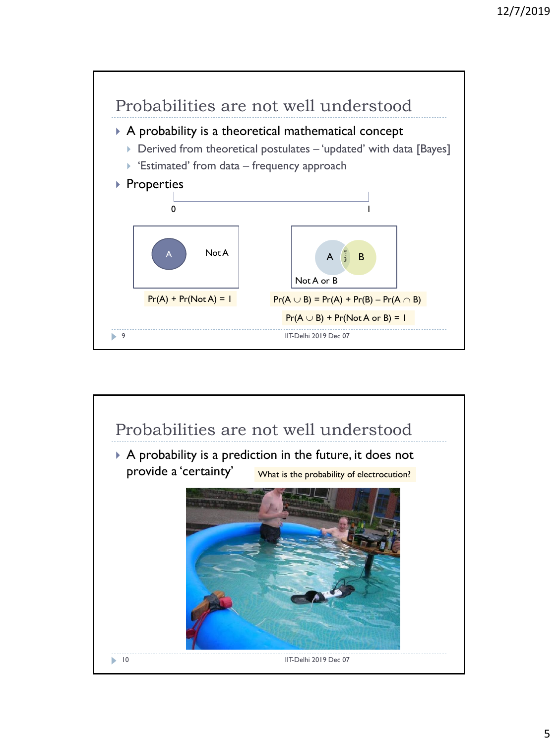## Probabilities are not well understood

- A probability is a theoretical mathematical concept
  - Derived from theoretical postulates – 'updated' with data [Bayes]
  - 'Estimated' from data – frequency approach
- Properties

0 — 1

A / Not A

$Pr(A) + Pr(Not\ A) = 1$

A / B / Not A or B

$Pr(A \cup B) = Pr(A) + Pr(B) - Pr(A \cap B)$

$Pr(A \cup B) + Pr(Not\ A\ or\ B) = 1$

IIT-Delhi 2019 Dec 07

## Probabilities are not well understood

- A probability is a prediction in the future, it does not provide a 'certainty'

What is the probability of electrocution?

IIT-Delhi 2019 Dec 07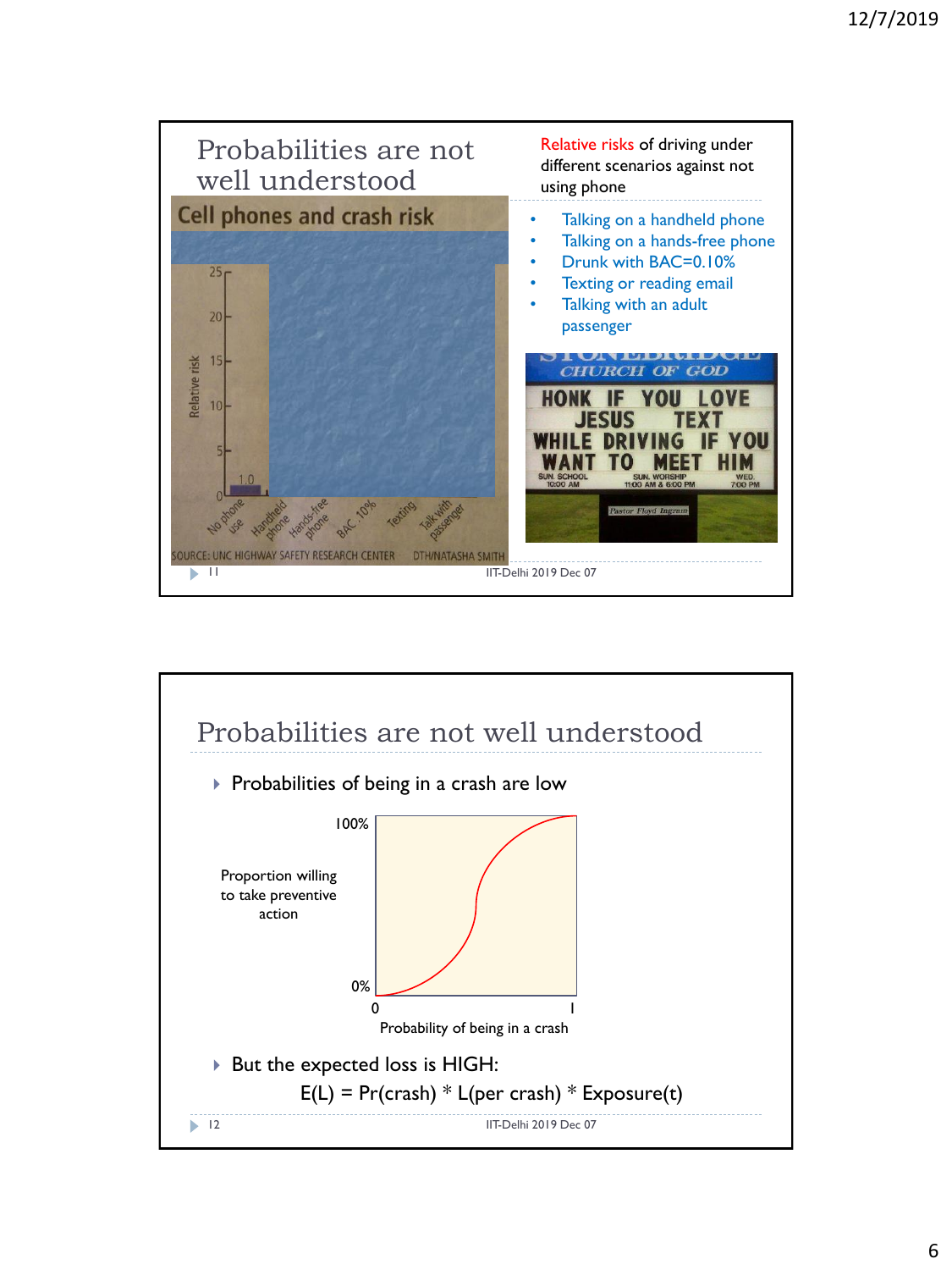## Probabilities are not well understood

**Cell phones and crash risk**

Relative risk

25, 20, 15, 10, 5, 0

1.0

No phone use | Handheld phone | Hands-free phone | BAC .10% | Texting | Talk with passenger

SOURCE: UNC HIGHWAY SAFETY RESEARCH CENTER — DTH/NATASHA SMITH

Relative risks of driving under different scenarios against not using phone

- Talking on a handheld phone
- Talking on a hands-free phone
- Drunk with BAC=0.10%
- Texting or reading email
- Talking with an adult passenger

STONEBRIDGE CHURCH OF GOD

HONK IF YOU LOVE JESUS TEXT WHILE DRIVING IF YOU WANT TO MEET HIM

SUN. SCHOOL 10:00 AM — SUN. WORSHIP 11:00 AM & 6:00 PM — WED. 7:00 PM

Pastor Floyd Ingram

IIT-Delhi 2019 Dec 07

## Probabilities are not well understood

- Probabilities of being in a crash are low

Proportion willing to take preventive action (0% – 100%)

Probability of being in a crash (0 – 1)

- But the expected loss is HIGH:

$$E(L) = Pr(crash) * L(per\ crash) * Exposure(t)$$

IIT-Delhi 2019 Dec 07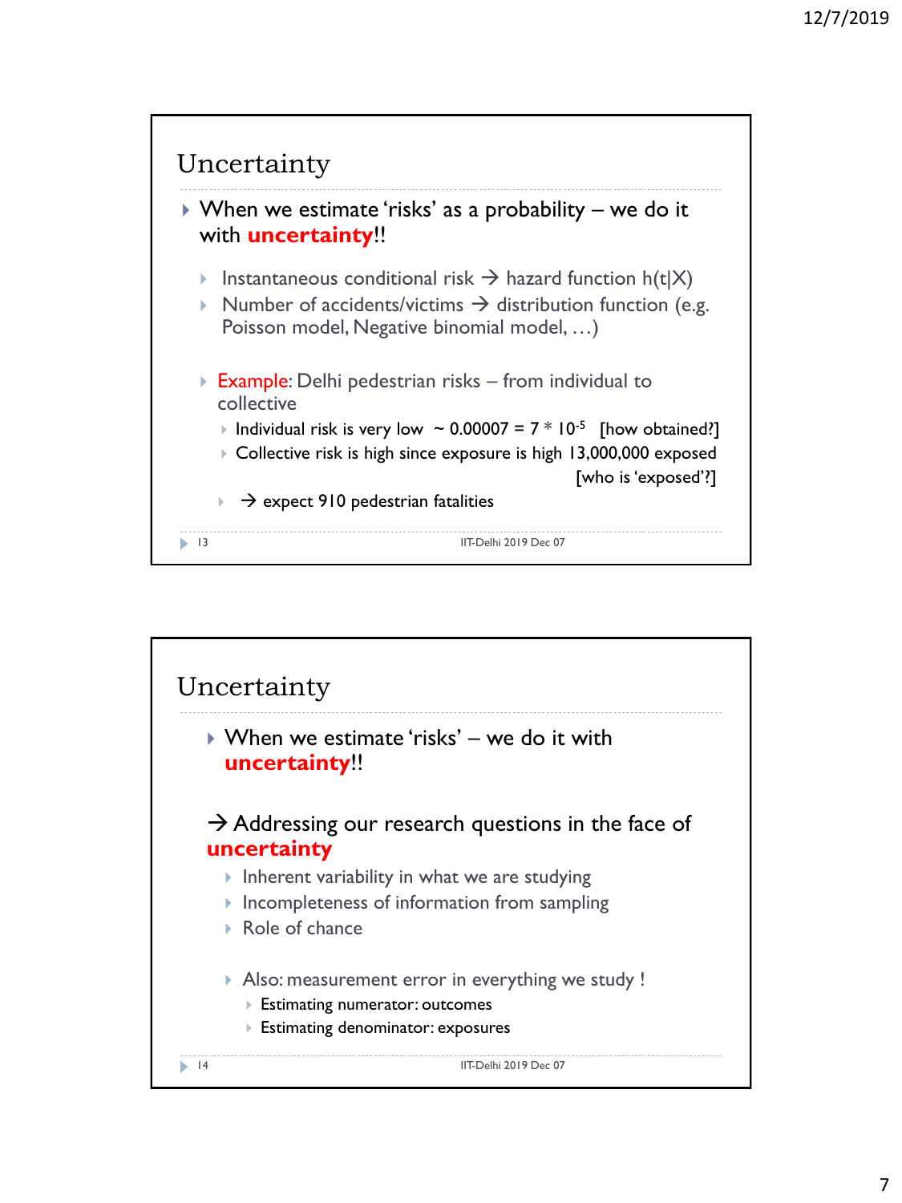## Uncertainty

- When we estimate 'risks' as a probability – we do it with **uncertainty**!!
  - Instantaneous conditional risk → hazard function h(t|X)
  - Number of accidents/victims → distribution function (e.g. Poisson model, Negative binomial model, …)
  - Example: Delhi pedestrian risks – from individual to collective
    - Individual risk is very low ~ 0.00007 = $7 * 10^{-5}$ [how obtained?]
    - Collective risk is high since exposure is high 13,000,000 exposed [who is 'exposed'?]
    - → expect 910 pedestrian fatalities

## Uncertainty

- When we estimate 'risks' – we do it with **uncertainty**!!

→ Addressing our research questions in the face of **uncertainty**

- Inherent variability in what we are studying
- Incompleteness of information from sampling
- Role of chance
- Also: measurement error in everything we study !
  - Estimating numerator: outcomes
  - Estimating denominator: exposures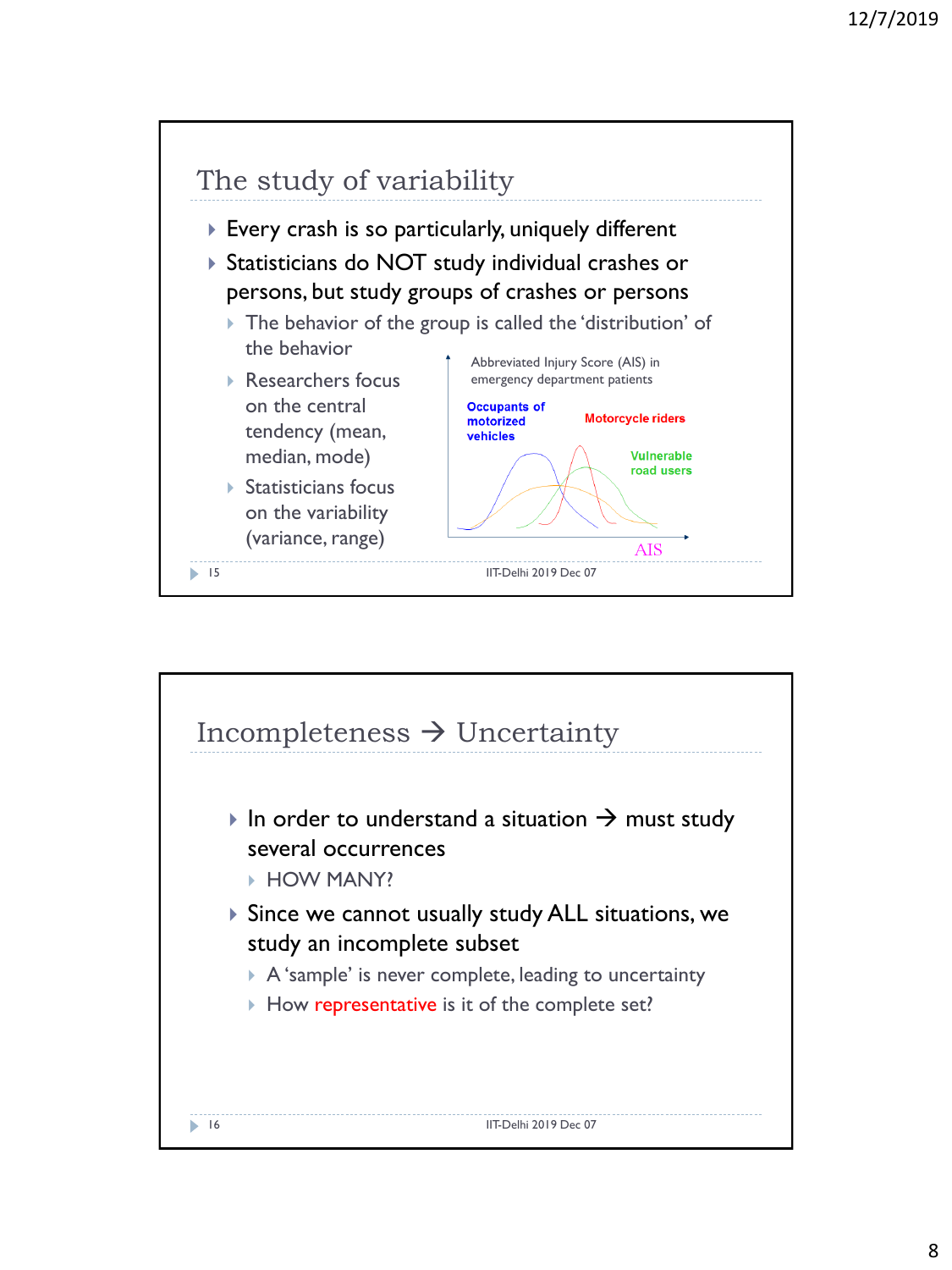## The study of variability

- Every crash is so particularly, uniquely different
- Statisticians do NOT study individual crashes or persons, but study groups of crashes or persons
  - The behavior of the group is called the 'distribution' of the behavior
  - Researchers focus on the central tendency (mean, median, mode)
  - Statisticians focus on the variability (variance, range)

Abbreviated Injury Score (AIS) in emergency department patients

Occupants of motorized vehicles

Motorcycle riders

Vulnerable road users

AIS

## Incompleteness → Uncertainty

- In order to understand a situation → must study several occurrences
  - HOW MANY?
- Since we cannot usually study ALL situations, we study an incomplete subset
  - A 'sample' is never complete, leading to uncertainty
  - How representative is it of the complete set?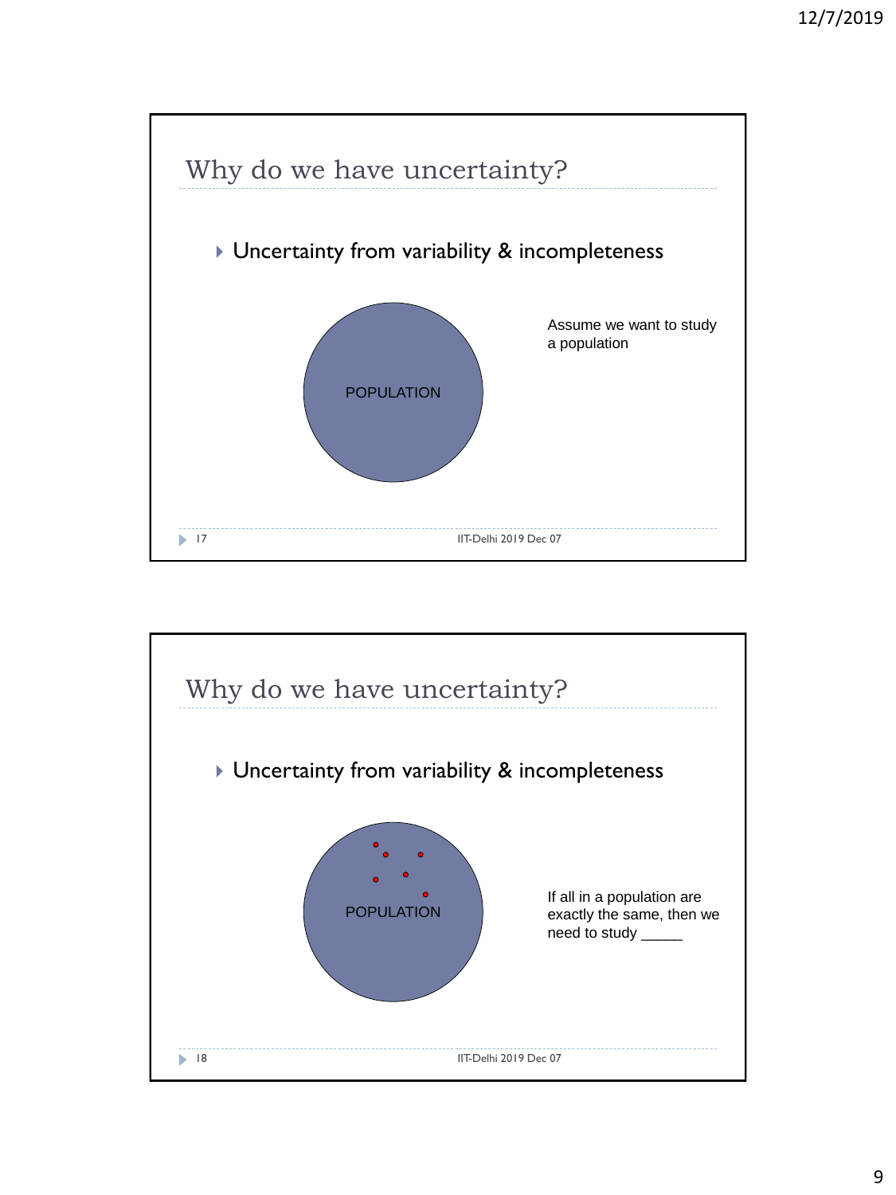## Why do we have uncertainty?

- Uncertainty from variability & incompleteness

POPULATION

Assume we want to study a population

## Why do we have uncertainty?

- Uncertainty from variability & incompleteness

POPULATION

If all in a population are exactly the same, then we need to study _____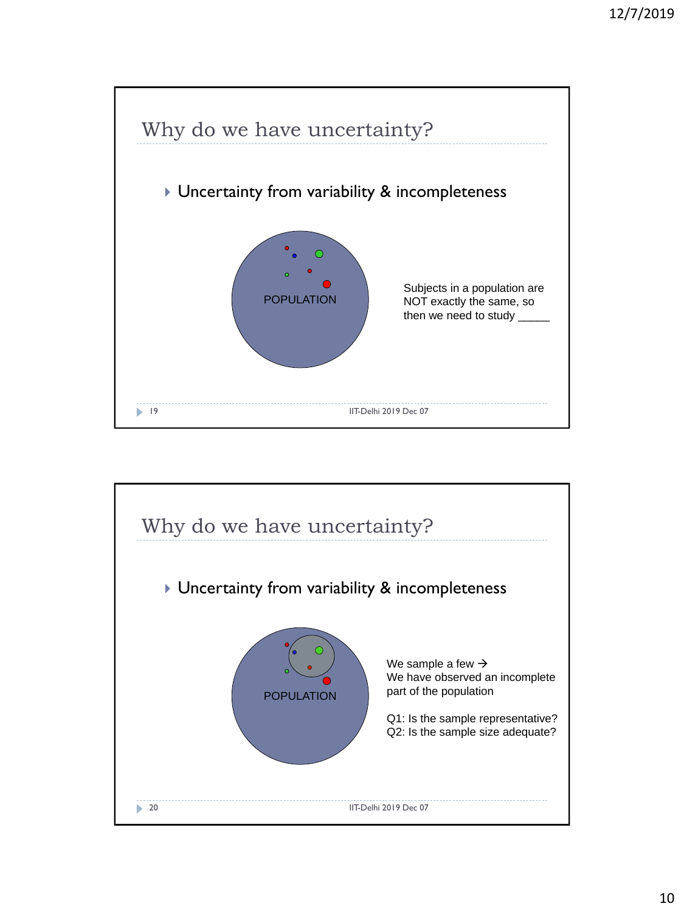## Why do we have uncertainty?

- Uncertainty from variability & incompleteness

POPULATION

Subjects in a population are NOT exactly the same, so then we need to study _____

## Why do we have uncertainty?

- Uncertainty from variability & incompleteness

POPULATION

We sample a few →
We have observed an incomplete part of the population

Q1: Is the sample representative?
Q2: Is the sample size adequate?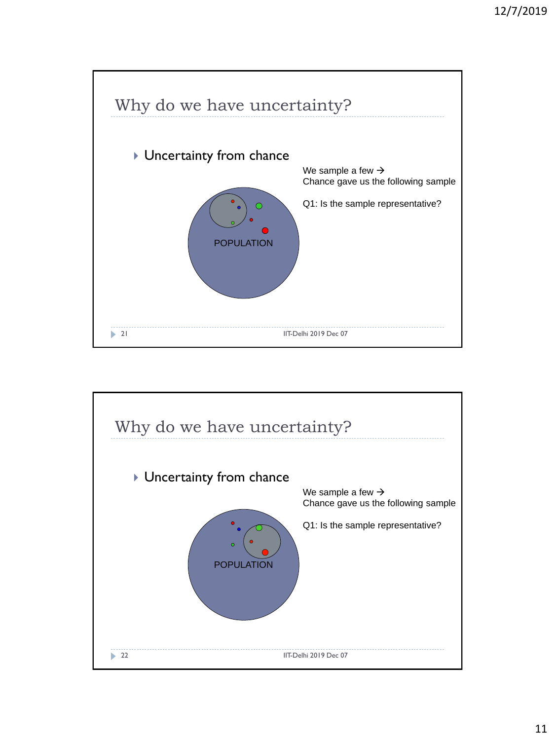## Why do we have uncertainty?

- Uncertainty from chance

We sample a few →
Chance gave us the following sample

Q1: Is the sample representative?

POPULATION

## Why do we have uncertainty?

- Uncertainty from chance

We sample a few →
Chance gave us the following sample

Q1: Is the sample representative?

POPULATION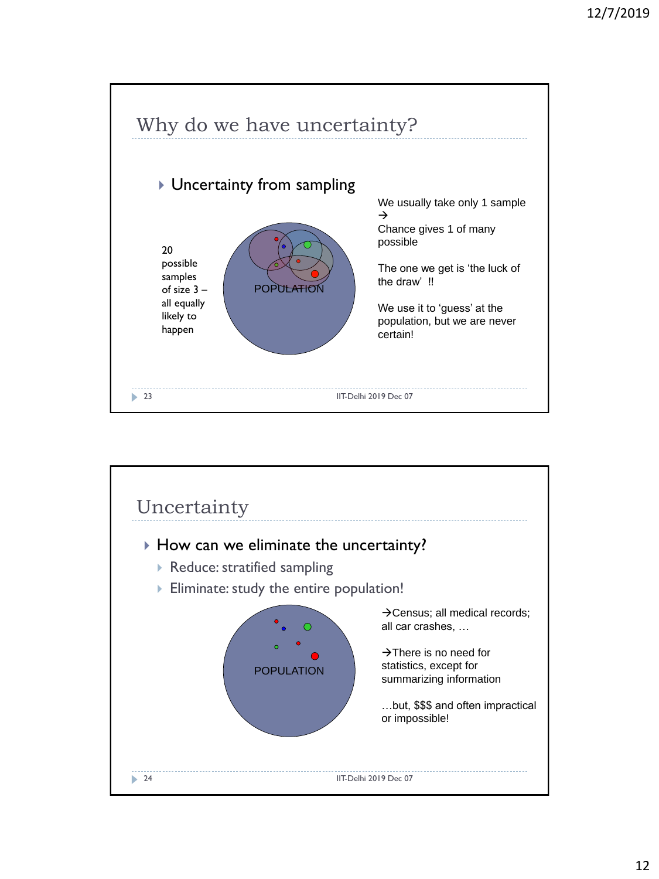## Why do we have uncertainty?

- Uncertainty from sampling

20 possible samples of size 3 – all equally likely to happen

POPULATION

We usually take only 1 sample
→
Chance gives 1 of many possible

The one we get is 'the luck of the draw' !!

We use it to 'guess' at the population, but we are never certain!

## Uncertainty

- How can we eliminate the uncertainty?
  - Reduce: stratified sampling
  - Eliminate: study the entire population!

POPULATION

→Census; all medical records; all car crashes, …

→There is no need for statistics, except for summarizing information

…but, $$$ and often impractical or impossible!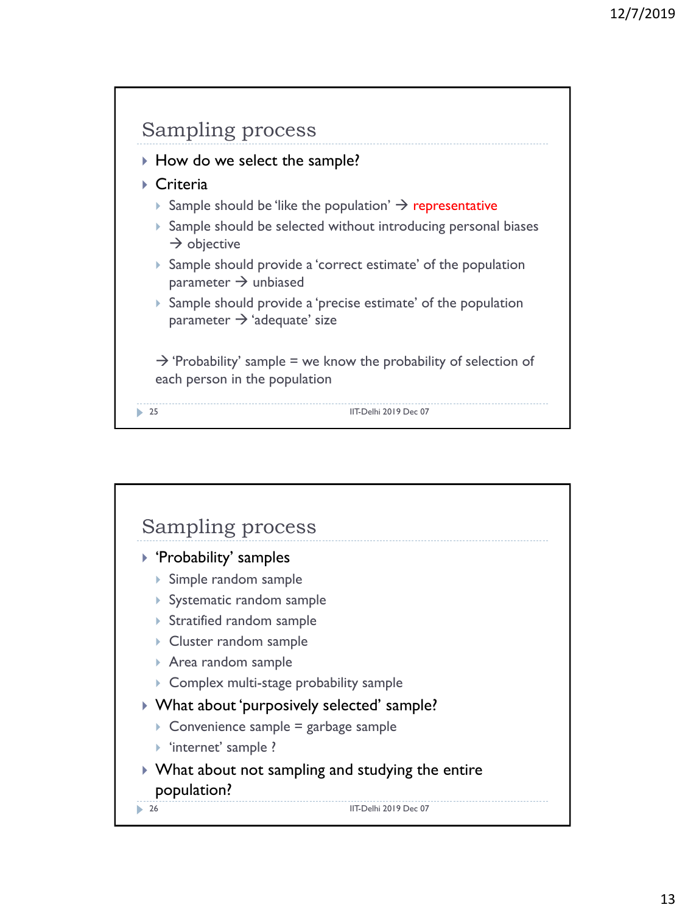## Sampling process

- How do we select the sample?
- Criteria
  - Sample should be 'like the population' → representative
  - Sample should be selected without introducing personal biases → objective
  - Sample should provide a 'correct estimate' of the population parameter → unbiased
  - Sample should provide a 'precise estimate' of the population parameter → 'adequate' size

→ 'Probability' sample = we know the probability of selection of each person in the population

## Sampling process

- 'Probability' samples
  - Simple random sample
  - Systematic random sample
  - Stratified random sample
  - Cluster random sample
  - Area random sample
  - Complex multi-stage probability sample
- What about 'purposively selected' sample?
  - Convenience sample = garbage sample
  - 'internet' sample ?
- What about not sampling and studying the entire population?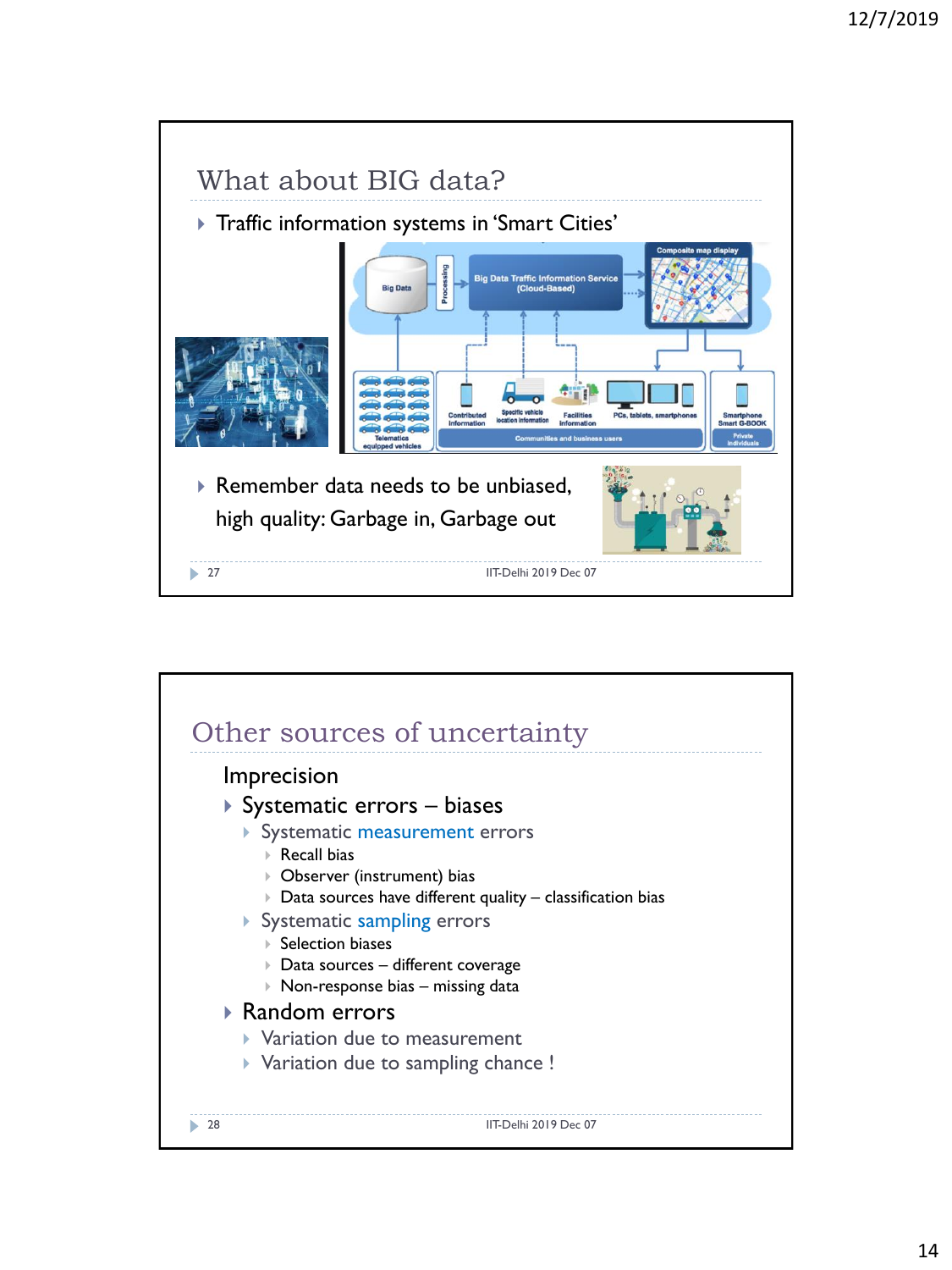## What about BIG data?

- Traffic information systems in 'Smart Cities'
- Remember data needs to be unbiased, high quality: Garbage in, Garbage out

## Other sources of uncertainty

Imprecision

- Systematic errors – biases
  - Systematic measurement errors
    - Recall bias
    - Observer (instrument) bias
    - Data sources have different quality – classification bias
  - Systematic sampling errors
    - Selection biases
    - Data sources – different coverage
    - Non-response bias – missing data
- Random errors
  - Variation due to measurement
  - Variation due to sampling chance !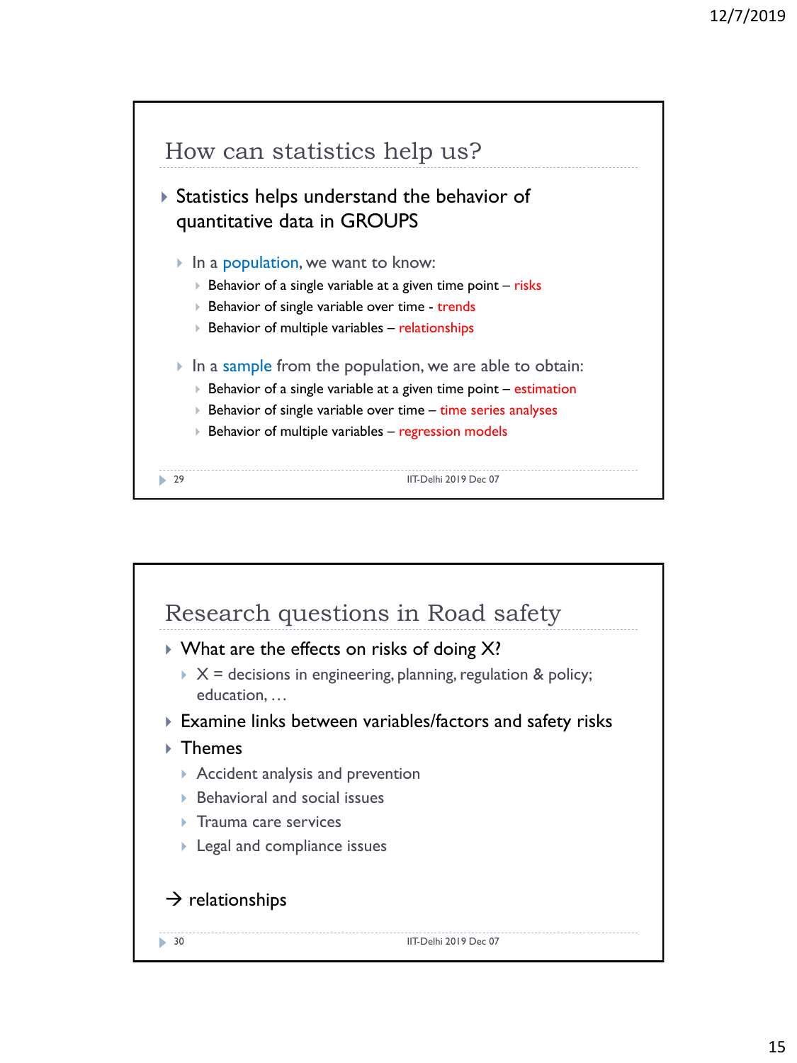## How can statistics help us?

- Statistics helps understand the behavior of quantitative data in GROUPS
  - In a population, we want to know:
    - Behavior of a single variable at a given time point – risks
    - Behavior of single variable over time - trends
    - Behavior of multiple variables – relationships
  - In a sample from the population, we are able to obtain:
    - Behavior of a single variable at a given time point – estimation
    - Behavior of single variable over time – time series analyses
    - Behavior of multiple variables – regression models

## Research questions in Road safety

- What are the effects on risks of doing X?
  - X = decisions in engineering, planning, regulation & policy; education, …
- Examine links between variables/factors and safety risks
- Themes
  - Accident analysis and prevention
  - Behavioral and social issues
  - Trauma care services
  - Legal and compliance issues

→ relationships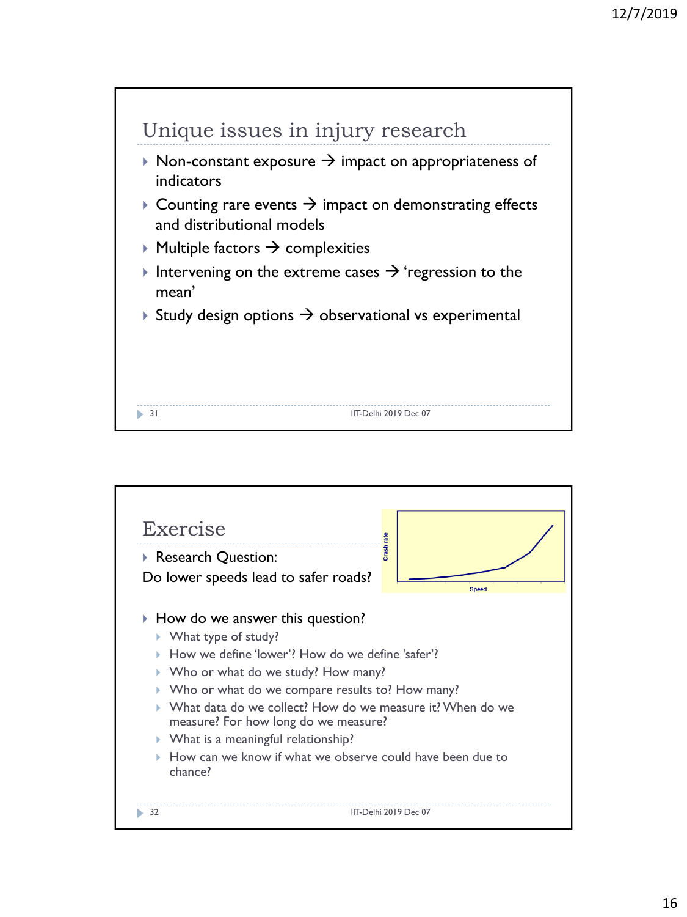## Unique issues in injury research

- Non-constant exposure → impact on appropriateness of indicators
- Counting rare events → impact on demonstrating effects and distributional models
- Multiple factors → complexities
- Intervening on the extreme cases → 'regression to the mean'
- Study design options → observational vs experimental

## Exercise

- Research Question:

Do lower speeds lead to safer roads?

Crash rate

Speed

- How do we answer this question?
  - What type of study?
  - How we define 'lower'? How do we define 'safer'?
  - Who or what do we study? How many?
  - Who or what do we compare results to? How many?
  - What data do we collect? How do we measure it? When do we measure? For how long do we measure?
  - What is a meaningful relationship?
  - How can we know if what we observe could have been due to chance?